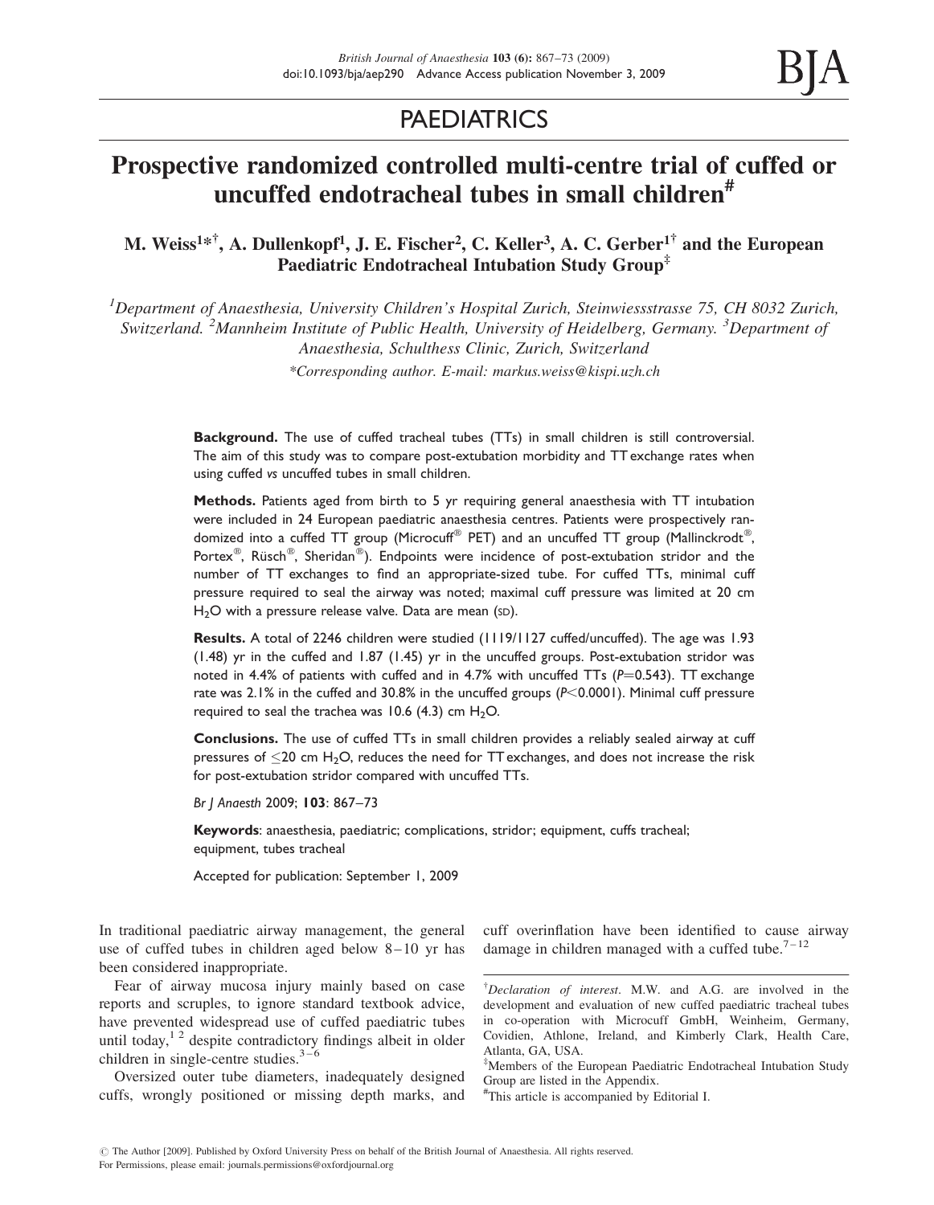# PAEDIATRICS

# Prospective randomized controlled multi-centre trial of cuffed or uncuffed endotracheal tubes in small children[#]

**M. Weiss[1*†], A. Dullenkopf[1], J. E. Fischer[2], C. Keller[3], A. C. Gerber[1†] and the European Paediatric Endotracheal Intubation Study Group[‡]**

*[1]Department of Anaesthesia, University Children's Hospital Zurich, Steinwiesstrasse 75, CH 8032 Zurich, Switzerland. [2]Mannheim Institute of Public Health, University of Heidelberg, Germany. [3]Department of Anaesthesia, Schulthess Clinic, Zurich, Switzerland*

*\*Corresponding author. E-mail: markus.weiss@kispi.uzh.ch*

**Background.** The use of cuffed tracheal tubes (TTs) in small children is still controversial. The aim of this study was to compare post-extubation morbidity and TT exchange rates when using cuffed *vs* uncuffed tubes in small children.

**Methods.** Patients aged from birth to 5 yr requiring general anaesthesia with TT intubation were included in 24 European paediatric anaesthesia centres. Patients were prospectively randomized into a cuffed TT group (Microcuff® PET) and an uncuffed TT group (Mallinckrodt®, Portex®, Rüsch®, Sheridan®). Endpoints were incidence of post-extubation stridor and the number of TT exchanges to find an appropriate-sized tube. For cuffed TTs, minimal cuff pressure required to seal the airway was noted; maximal cuff pressure was limited at 20 cm $H_2O$ with a pressure release valve. Data are mean (SD).

**Results.** A total of 2246 children were studied (1119/1127 cuffed/uncuffed). The age was 1.93 (1.48) yr in the cuffed and 1.87 (1.45) yr in the uncuffed groups. Post-extubation stridor was noted in 4.4% of patients with cuffed and in 4.7% with uncuffed TTs ($P$=0.543). TT exchange rate was 2.1% in the cuffed and 30.8% in the uncuffed groups ($P$<0.0001). Minimal cuff pressure required to seal the trachea was 10.6 (4.3) cm $H_2O$.

**Conclusions.** The use of cuffed TTs in small children provides a reliably sealed airway at cuff pressures of ≤20 cm $H_2O$, reduces the need for TT exchanges, and does not increase the risk for post-extubation stridor compared with uncuffed TTs.

*Br J Anaesth* 2009; **103**: 867–73

**Keywords**: anaesthesia, paediatric; complications, stridor; equipment, cuffs tracheal; equipment, tubes tracheal

Accepted for publication: September 1, 2009

In traditional paediatric airway management, the general use of cuffed tubes in children aged below 8–10 yr has been considered inappropriate.

Fear of airway mucosa injury mainly based on case reports and scruples, to ignore standard textbook advice, have prevented widespread use of cuffed paediatric tubes until today,[1 2] despite contradictory findings albeit in older children in single-centre studies.[3–6]

Oversized outer tube diameters, inadequately designed cuffs, wrongly positioned or missing depth marks, and cuff overinflation have been identified to cause airway damage in children managed with a cuffed tube.[7–12]

[†]*Declaration of interest*. M.W. and A.G. are involved in the development and evaluation of new cuffed paediatric tracheal tubes in co-operation with Microcuff GmbH, Weinheim, Germany, Covidien, Athlone, Ireland, and Kimberly Clark, Health Care, Atlanta, GA, USA.

[‡]Members of the European Paediatric Endotracheal Intubation Study Group are listed in the Appendix.

[#]This article is accompanied by Editorial I.

© The Author [2009]. Published by Oxford University Press on behalf of the British Journal of Anaesthesia. All rights reserved.
For Permissions, please email: journals.permissions@oxfordjournal.org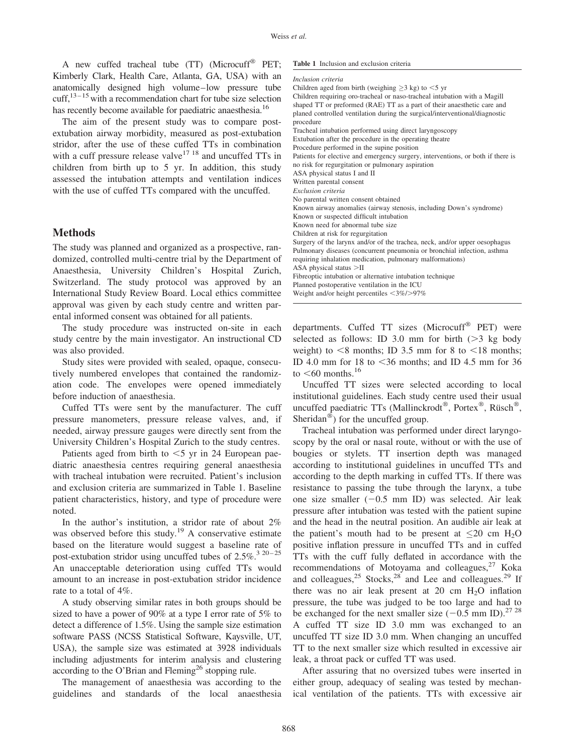A new cuffed tracheal tube (TT) (Microcuff® PET; Kimberly Clark, Health Care, Atlanta, GA, USA) with an anatomically designed high volume–low pressure tube cuff,[13–15] with a recommendation chart for tube size selection has recently become available for paediatric anaesthesia.[16]

The aim of the present study was to compare post-extubation airway morbidity, measured as post-extubation stridor, after the use of these cuffed TTs in combination with a cuff pressure release valve[17 18] and uncuffed TTs in children from birth up to 5 yr. In addition, this study assessed the intubation attempts and ventilation indices with the use of cuffed TTs compared with the uncuffed.

## Methods

The study was planned and organized as a prospective, randomized, controlled multi-centre trial by the Department of Anaesthesia, University Children's Hospital Zurich, Switzerland. The study protocol was approved by an International Study Review Board. Local ethics committee approval was given by each study centre and written parental informed consent was obtained for all patients.

The study procedure was instructed on-site in each study centre by the main investigator. An instructional CD was also provided.

Study sites were provided with sealed, opaque, consecutively numbered envelopes that contained the randomization code. The envelopes were opened immediately before induction of anaesthesia.

Cuffed TTs were sent by the manufacturer. The cuff pressure manometers, pressure release valves, and, if needed, airway pressure gauges were directly sent from the University Children's Hospital Zurich to the study centres.

Patients aged from birth to <5 yr in 24 European paediatric anaesthesia centres requiring general anaesthesia with tracheal intubation were recruited. Patient's inclusion and exclusion criteria are summarized in Table 1. Baseline patient characteristics, history, and type of procedure were noted.

In the author's institution, a stridor rate of about 2% was observed before this study.[19] A conservative estimate based on the literature would suggest a baseline rate of post-extubation stridor using uncuffed tubes of 2.5%.[3 20–25] An unacceptable deterioration using cuffed TTs would amount to an increase in post-extubation stridor incidence rate to a total of 4%.

A study observing similar rates in both groups should be sized to have a power of 90% at a type I error rate of 5% to detect a difference of 1.5%. Using the sample size estimation software PASS (NCSS Statistical Software, Kaysville, UT, USA), the sample size was estimated at 3928 individuals including adjustments for interim analysis and clustering according to the O'Brian and Fleming[26] stopping rule.

The management of anaesthesia was according to the guidelines and standards of the local anaesthesia departments. Cuffed TT sizes (Microcuff® PET) were selected as follows: ID 3.0 mm for birth (>3 kg body weight) to <8 months; ID 3.5 mm for 8 to <18 months; ID 4.0 mm for 18 to <36 months; and ID 4.5 mm for 36 to <60 months.[16]

**Table 1** Inclusion and exclusion criteria

*Inclusion criteria*
- Children aged from birth (weighing ≥3 kg) to <5 yr
- Children requiring oro-tracheal or naso-tracheal intubation with a Magill shaped TT or preformed (RAE) TT as a part of their anaesthetic care and planed controlled ventilation during the surgical/interventional/diagnostic procedure
- Tracheal intubation performed using direct laryngoscopy
- Extubation after the procedure in the operating theatre
- Procedure performed in the supine position
- Patients for elective and emergency surgery, interventions, or both if there is no risk for regurgitation or pulmonary aspiration
- ASA physical status I and II
- Written parental consent

*Exclusion criteria*
- No parental written consent obtained
- Known airway anomalies (airway stenosis, including Down's syndrome)
- Known or suspected difficult intubation
- Known need for abnormal tube size
- Children at risk for regurgitation
- Surgery of the larynx and/or of the trachea, neck, and/or upper oesophagus
- Pulmonary diseases (concurrent pneumonia or bronchial infection, asthma requiring inhalation medication, pulmonary malformations)
- ASA physical status >II
- Fibreoptic intubation or alternative intubation technique
- Planned postoperative ventilation in the ICU
- Weight and/or height percentiles <3%/>97%

Uncuffed TT sizes were selected according to local institutional guidelines. Each study centre used their usual uncuffed paediatric TTs (Mallinckrodt®, Portex®, Rüsch®, Sheridan®) for the uncuffed group.

Tracheal intubation was performed under direct laryngoscopy by the oral or nasal route, without or with the use of bougies or stylets. TT insertion depth was managed according to institutional guidelines in uncuffed TTs and according to the depth marking in cuffed TTs. If there was resistance to passing the tube through the larynx, a tube one size smaller (−0.5 mm ID) was selected. Air leak pressure after intubation was tested with the patient supine and the head in the neutral position. An audible air leak at the patient's mouth had to be present at ≤20 cm $H_2O$ positive inflation pressure in uncuffed TTs and in cuffed TTs with the cuff fully deflated in accordance with the recommendations of Motoyama and colleagues,[27] Koka and colleagues,[25] Stocks,[28] and Lee and colleagues.[29] If there was no air leak present at 20 cm $H_2O$ inflation pressure, the tube was judged to be too large and had to be exchanged for the next smaller size (−0.5 mm ID).[27 28] A cuffed TT size ID 3.0 mm was exchanged to an uncuffed TT size ID 3.0 mm. When changing an uncuffed TT to the next smaller size which resulted in excessive air leak, a throat pack or cuffed TT was used.

After assuring that no oversized tubes were inserted in either group, adequacy of sealing was tested by mechanical ventilation of the patients. TTs with excessive air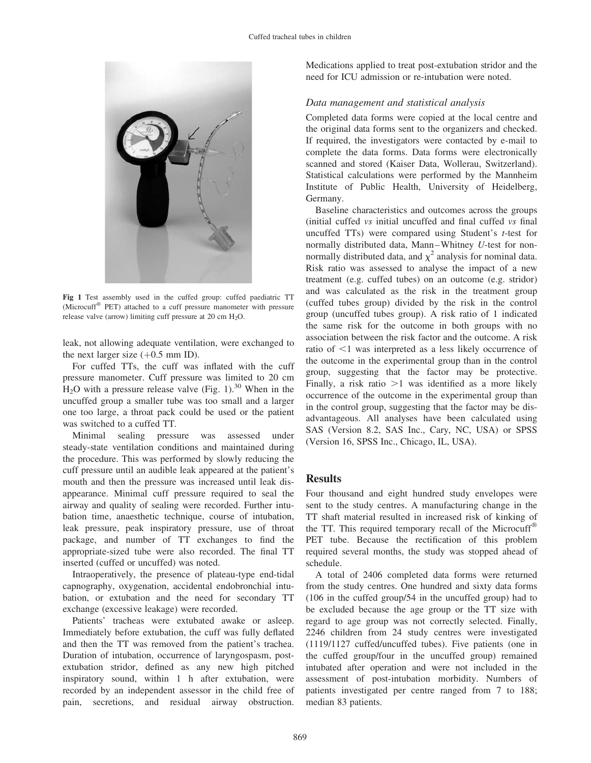Fig 1 Test assembly used in the cuffed group: cuffed paediatric TT (Microcuff® PET) attached to a cuff pressure manometer with pressure release valve (arrow) limiting cuff pressure at 20 cm $H_2O$.

leak, not allowing adequate ventilation, were exchanged to the next larger size (+0.5 mm ID).

For cuffed TTs, the cuff was inflated with the cuff pressure manometer. Cuff pressure was limited to 20 cm $H_2O$ with a pressure release valve (Fig. 1).[30] When in the uncuffed group a smaller tube was too small and a larger one too large, a throat pack could be used or the patient was switched to a cuffed TT.

Minimal sealing pressure was assessed under steady-state ventilation conditions and maintained during the procedure. This was performed by slowly reducing the cuff pressure until an audible leak appeared at the patient's mouth and then the pressure was increased until leak disappearance. Minimal cuff pressure required to seal the airway and quality of sealing were recorded. Further intubation time, anaesthetic technique, course of intubation, leak pressure, peak inspiratory pressure, use of throat package, and number of TT exchanges to find the appropriate-sized tube were also recorded. The final TT inserted (cuffed or uncuffed) was noted.

Intraoperatively, the presence of plateau-type end-tidal capnography, oxygenation, accidental endobronchial intubation, or extubation and the need for secondary TT exchange (excessive leakage) were recorded.

Patients' tracheas were extubated awake or asleep. Immediately before extubation, the cuff was fully deflated and then the TT was removed from the patient's trachea. Duration of intubation, occurrence of laryngospasm, post-extubation stridor, defined as any new high pitched inspiratory sound, within 1 h after extubation, were recorded by an independent assessor in the child free of pain, secretions, and residual airway obstruction. Medications applied to treat post-extubation stridor and the need for ICU admission or re-intubation were noted.

### *Data management and statistical analysis*

Completed data forms were copied at the local centre and the original data forms sent to the organizers and checked. If required, the investigators were contacted by e-mail to complete the data forms. Data forms were electronically scanned and stored (Kaiser Data, Wollerau, Switzerland). Statistical calculations were performed by the Mannheim Institute of Public Health, University of Heidelberg, Germany.

Baseline characteristics and outcomes across the groups (initial cuffed *vs* initial uncuffed and final cuffed *vs* final uncuffed TTs) were compared using Student's *t*-test for normally distributed data, Mann–Whitney *U*-test for non-normally distributed data, and $\chi^2$ analysis for nominal data. Risk ratio was assessed to analyse the impact of a new treatment (e.g. cuffed tubes) on an outcome (e.g. stridor) and was calculated as the risk in the treatment group (cuffed tubes group) divided by the risk in the control group (uncuffed tubes group). A risk ratio of 1 indicated the same risk for the outcome in both groups with no association between the risk factor and the outcome. A risk ratio of $<1$ was interpreted as a less likely occurrence of the outcome in the experimental group than in the control group, suggesting that the factor may be protective. Finally, a risk ratio $>1$ was identified as a more likely occurrence of the outcome in the experimental group than in the control group, suggesting that the factor may be disadvantageous. All analyses have been calculated using SAS (Version 8.2, SAS Inc., Cary, NC, USA) or SPSS (Version 16, SPSS Inc., Chicago, IL, USA).

## Results

Four thousand and eight hundred study envelopes were sent to the study centres. A manufacturing change in the TT shaft material resulted in increased risk of kinking of the TT. This required temporary recall of the Microcuff® PET tube. Because the rectification of this problem required several months, the study was stopped ahead of schedule.

A total of 2406 completed data forms were returned from the study centres. One hundred and sixty data forms (106 in the cuffed group/54 in the uncuffed group) had to be excluded because the age group or the TT size with regard to age group was not correctly selected. Finally, 2246 children from 24 study centres were investigated (1119/1127 cuffed/uncuffed tubes). Five patients (one in the cuffed group/four in the uncuffed group) remained intubated after operation and were not included in the assessment of post-intubation morbidity. Numbers of patients investigated per centre ranged from 7 to 188; median 83 patients.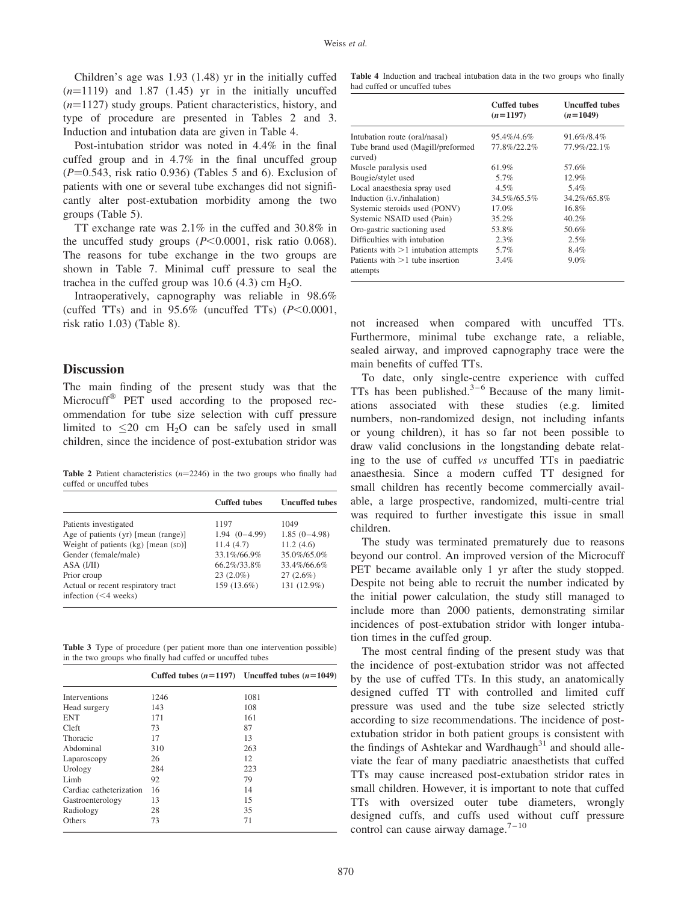Children's age was 1.93 (1.48) yr in the initially cuffed ($n$=1119) and 1.87 (1.45) yr in the initially uncuffed ($n$=1127) study groups. Patient characteristics, history, and type of procedure are presented in Tables 2 and 3. Induction and intubation data are given in Table 4.

Post-intubation stridor was noted in 4.4% in the final cuffed group and in 4.7% in the final uncuffed group ($P$=0.543, risk ratio 0.936) (Tables 5 and 6). Exclusion of patients with one or several tube exchanges did not significantly alter post-extubation morbidity among the two groups (Table 5).

TT exchange rate was 2.1% in the cuffed and 30.8% in the uncuffed study groups ($P$<0.0001, risk ratio 0.068). The reasons for tube exchange in the two groups are shown in Table 7. Minimal cuff pressure to seal the trachea in the cuffed group was 10.6 (4.3) cm $H_2O$.

Intraoperatively, capnography was reliable in 98.6% (cuffed TTs) and in 95.6% (uncuffed TTs) ($P$<0.0001, risk ratio 1.03) (Table 8).

## Discussion

The main finding of the present study was that the Microcuff® PET used according to the proposed recommendation for tube size selection with cuff pressure limited to ≤20 cm $H_2O$ can be safely used in small children, since the incidence of post-extubation stridor was not increased when compared with uncuffed TTs. Furthermore, minimal tube exchange rate, a reliable, sealed airway, and improved capnography trace were the main benefits of cuffed TTs.

**Table 2** Patient characteristics ($n$=2246) in the two groups who finally had cuffed or uncuffed tubes

| | Cuffed tubes | Uncuffed tubes |
|---|---|---|
| Patients investigated | 1197 | 1049 |
| Age of patients (yr) [mean (range)] | 1.94 (0–4.99) | 1.85 (0–4.98) |
| Weight of patients (kg) [mean (SD)] | 11.4 (4.7) | 11.2 (4.6) |
| Gender (female/male) | 33.1%/66.9% | 35.0%/65.0% |
| ASA (I/II) | 66.2%/33.8% | 33.4%/66.6% |
| Prior croup | 23 (2.0%) | 27 (2.6%) |
| Actual or recent respiratory tract infection (<4 weeks) | 159 (13.6%) | 131 (12.9%) |

**Table 3** Type of procedure (per patient more than one intervention possible) in the two groups who finally had cuffed or uncuffed tubes

| | Cuffed tubes ($n$=1197) | Uncuffed tubes ($n$=1049) |
|---|---|---|
| Interventions | 1246 | 1081 |
| Head surgery | 143 | 108 |
| ENT | 171 | 161 |
| Cleft | 73 | 87 |
| Thoracic | 17 | 13 |
| Abdominal | 310 | 263 |
| Laparoscopy | 26 | 12 |
| Urology | 284 | 223 |
| Limb | 92 | 79 |
| Cardiac catheterization | 16 | 14 |
| Gastroenterology | 13 | 15 |
| Radiology | 28 | 35 |
| Others | 73 | 71 |

**Table 4** Induction and tracheal intubation data in the two groups who finally had cuffed or uncuffed tubes

| | Cuffed tubes ($n$=1197) | Uncuffed tubes ($n$=1049) |
|---|---|---|
| Intubation route (oral/nasal) | 95.4%/4.6% | 91.6%/8.4% |
| Tube brand used (Magill/preformed curved) | 77.8%/22.2% | 77.9%/22.1% |
| Muscle paralysis used | 61.9% | 57.6% |
| Bougie/stylet used | 5.7% | 12.9% |
| Local anaesthesia spray used | 4.5% | 5.4% |
| Induction (i.v./inhalation) | 34.5%/65.5% | 34.2%/65.8% |
| Systemic steroids used (PONV) | 17.0% | 16.8% |
| Systemic NSAID used (Pain) | 35.2% | 40.2% |
| Oro-gastric suctioning used | 53.8% | 50.6% |
| Difficulties with intubation | 2.3% | 2.5% |
| Patients with >1 intubation attempts | 5.7% | 8.4% |
| Patients with >1 tube insertion attempts | 3.4% | 9.0% |

To date, only single-centre experience with cuffed TTs has been published.[3–6] Because of the many limitations associated with these studies (e.g. limited numbers, non-randomized design, not including infants or young children), it has so far not been possible to draw valid conclusions in the longstanding debate relating to the use of cuffed *vs* uncuffed TTs in paediatric anaesthesia. Since a modern cuffed TT designed for small children has recently become commercially available, a large prospective, randomized, multi-centre trial was required to further investigate this issue in small children.

The study was terminated prematurely due to reasons beyond our control. An improved version of the Microcuff PET became available only 1 yr after the study stopped. Despite not being able to recruit the number indicated by the initial power calculation, the study still managed to include more than 2000 patients, demonstrating similar incidences of post-extubation stridor with longer intubation times in the cuffed group.

The most central finding of the present study was that the incidence of post-extubation stridor was not affected by the use of cuffed TTs. In this study, an anatomically designed cuffed TT with controlled and limited cuff pressure was used and the tube size selected strictly according to size recommendations. The incidence of post-extubation stridor in both patient groups is consistent with the findings of Ashtekar and Wardhaugh[31] and should alleviate the fear of many paediatric anaesthetists that cuffed TTs may cause increased post-extubation stridor rates in small children. However, it is important to note that cuffed TTs with oversized outer tube diameters, wrongly designed cuffs, and cuffs used without cuff pressure control can cause airway damage.[7–10]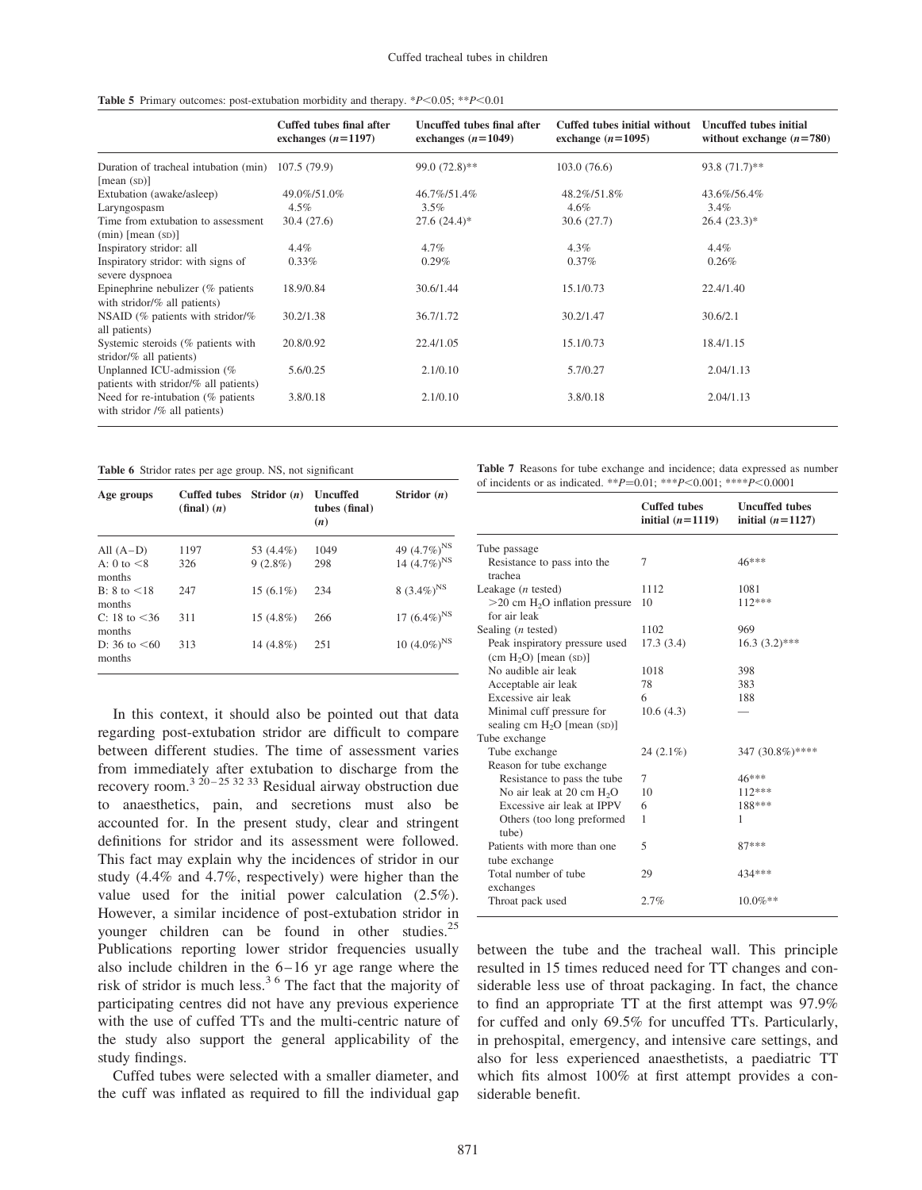**Table 5** Primary outcomes: post-extubation morbidity and therapy. $^{*}P<0.05$; $^{**}P<0.01$

| | Cuffed tubes final after exchanges ($n$=1197) | Uncuffed tubes final after exchanges ($n$=1049) | Cuffed tubes initial without exchange ($n$=1095) | Uncuffed tubes initial without exchange ($n$=780) |
|---|---|---|---|---|
| Duration of tracheal intubation (min) [mean (SD)] | 107.5 (79.9) | 99.0 (72.8)** | 103.0 (76.6) | 93.8 (71.7)** |
| Extubation (awake/asleep) | 49.0%/51.0% | 46.7%/51.4% | 48.2%/51.8% | 43.6%/56.4% |
| Laryngospasm | 4.5% | 3.5% | 4.6% | 3.4% |
| Time from extubation to assessment (min) [mean (SD)] | 30.4 (27.6) | 27.6 (24.4)* | 30.6 (27.7) | 26.4 (23.3)* |
| Inspiratory stridor: all | 4.4% | 4.7% | 4.3% | 4.4% |
| Inspiratory stridor: with signs of severe dyspnoea | 0.33% | 0.29% | 0.37% | 0.26% |
| Epinephrine nebulizer (% patients with stridor/% all patients) | 18.9/0.84 | 30.6/1.44 | 15.1/0.73 | 22.4/1.40 |
| NSAID (% patients with stridor/% all patients) | 30.2/1.38 | 36.7/1.72 | 30.2/1.47 | 30.6/2.1 |
| Systemic steroids (% patients with stridor/% all patients) | 20.8/0.92 | 22.4/1.05 | 15.1/0.73 | 18.4/1.15 |
| Unplanned ICU-admission (% patients with stridor/% all patients) | 5.6/0.25 | 2.1/0.10 | 5.7/0.27 | 2.04/1.13 |
| Need for re-intubation (% patients with stridor /% all patients) | 3.8/0.18 | 2.1/0.10 | 3.8/0.18 | 2.04/1.13 |

**Table 6** Stridor rates per age group. NS, not significant

| Age groups | Cuffed tubes (final) ($n$) | Stridor ($n$) | Uncuffed tubes (final) ($n$) | Stridor ($n$) |
|---|---|---|---|---|
| All (A–D) | 1197 | 53 (4.4%) | 1049 | 49 (4.7%)$^{NS}$ |
| A: 0 to <8 months | 326 | 9 (2.8%) | 298 | 14 (4.7%)$^{NS}$ |
| B: 8 to <18 months | 247 | 15 (6.1%) | 234 | 8 (3.4%)$^{NS}$ |
| C: 18 to <36 months | 311 | 15 (4.8%) | 266 | 17 (6.4%)$^{NS}$ |
| D: 36 to <60 months | 313 | 14 (4.8%) | 251 | 10 (4.0%)$^{NS}$ |

In this context, it should also be pointed out that data regarding post-extubation stridor are difficult to compare between different studies. The time of assessment varies from immediately after extubation to discharge from the recovery room.[3 20–25 32 33] Residual airway obstruction due to anaesthetics, pain, and secretions must also be accounted for. In the present study, clear and stringent definitions for stridor and its assessment were followed. This fact may explain why the incidences of stridor in our study (4.4% and 4.7%, respectively) were higher than the value used for the initial power calculation (2.5%). However, a similar incidence of post-extubation stridor in younger children can be found in other studies.[25] Publications reporting lower stridor frequencies usually also include children in the 6–16 yr age range where the risk of stridor is much less.[3 6] The fact that the majority of participating centres did not have any previous experience with the use of cuffed TTs and the multi-centric nature of the study also support the general applicability of the study findings.

Cuffed tubes were selected with a smaller diameter, and the cuff was inflated as required to fill the individual gap between the tube and the tracheal wall. This principle resulted in 15 times reduced need for TT changes and considerable less use of throat packaging. In fact, the chance to find an appropriate TT at the first attempt was 97.9% for cuffed and only 69.5% for uncuffed TTs. Particularly, in prehospital, emergency, and intensive care settings, and also for less experienced anaesthetists, a paediatric TT which fits almost 100% at first attempt provides a considerable benefit.

**Table 7** Reasons for tube exchange and incidence; data expressed as number of incidents or as indicated. $^{**}P=0.01$; $^{***}P<0.001$; $^{****}P<0.0001$

| | Cuffed tubes initial ($n$=1119) | Uncuffed tubes initial ($n$=1127) |
|---|---|---|
| Tube passage | | |
| Resistance to pass into the trachea | 7 | 46*** |
| Leakage ($n$ tested) | 1112 | 1081 |
| >20 cm $H_2O$ inflation pressure for air leak | 10 | 112*** |
| Sealing ($n$ tested) | 1102 | 969 |
| Peak inspiratory pressure used (cm $H_2O$) [mean (SD)] | 17.3 (3.4) | 16.3 (3.2)*** |
| No audible air leak | 1018 | 398 |
| Acceptable air leak | 78 | 383 |
| Excessive air leak | 6 | 188 |
| Minimal cuff pressure for sealing cm $H_2O$ [mean (SD)] | 10.6 (4.3) | — |
| Tube exchange | | |
| Tube exchange | 24 (2.1%) | 347 (30.8%)**** |
| Reason for tube exchange | | |
| Resistance to pass the tube | 7 | 46*** |
| No air leak at 20 cm $H_2O$ | 10 | 112*** |
| Excessive air leak at IPPV | 6 | 188*** |
| Others (too long preformed tube) | 1 | 1 |
| Patients with more than one tube exchange | 5 | 87*** |
| Total number of tube exchanges | 29 | 434*** |
| Throat pack used | 2.7% | 10.0%** |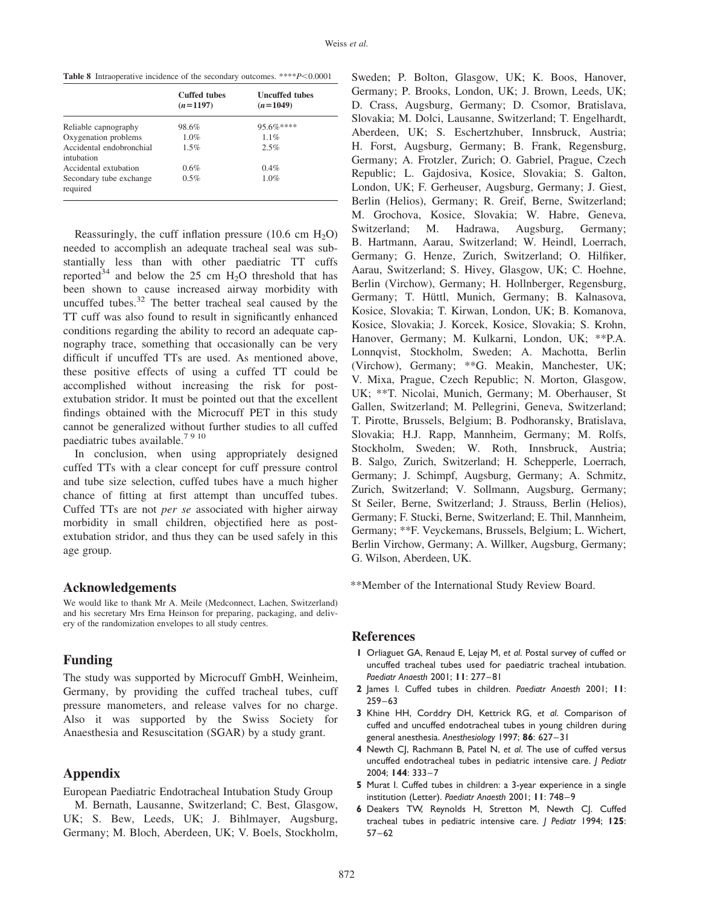**Table 8** Intraoperative incidence of the secondary outcomes. ****$P<0.0001$

| | Cuffed tubes ($n$=1197) | Uncuffed tubes ($n$=1049) |
|---|---|---|
| Reliable capnography | 98.6% | 95.6%**** |
| Oxygenation problems | 1.0% | 1.1% |
| Accidental endobronchial intubation | 1.5% | 2.5% |
| Accidental extubation | 0.6% | 0.4% |
| Secondary tube exchange required | 0.5% | 1.0% |

Reassuringly, the cuff inflation pressure (10.6 cm $H_2O$) needed to accomplish an adequate tracheal seal was substantially less than with other paediatric TT cuffs reported[34] and below the 25 cm $H_2O$ threshold that has been shown to cause increased airway morbidity with uncuffed tubes.[32] The better tracheal seal caused by the TT cuff was also found to result in significantly enhanced conditions regarding the ability to record an adequate capnography trace, something that occasionally can be very difficult if uncuffed TTs are used. As mentioned above, these positive effects of using a cuffed TT could be accomplished without increasing the risk for post-extubation stridor. It must be pointed out that the excellent findings obtained with the Microcuff PET in this study cannot be generalized without further studies to all cuffed paediatric tubes available.[7 9 10]

In conclusion, when using appropriately designed cuffed TTs with a clear concept for cuff pressure control and tube size selection, cuffed tubes have a much higher chance of fitting at first attempt than uncuffed tubes. Cuffed TTs are not *per se* associated with higher airway morbidity in small children, objectified here as post-extubation stridor, and thus they can be used safely in this age group.

## Acknowledgements

We would like to thank Mr A. Meile (Medconnect, Lachen, Switzerland) and his secretary Mrs Erna Heinson for preparing, packaging, and delivery of the randomization envelopes to all study centres.

## Funding

The study was supported by Microcuff GmbH, Weinheim, Germany, by providing the cuffed tracheal tubes, cuff pressure manometers, and release valves for no charge. Also it was supported by the Swiss Society for Anaesthesia and Resuscitation (SGAR) by a study grant.

## Appendix

European Paediatric Endotracheal Intubation Study Group

M. Bernath, Lausanne, Switzerland; C. Best, Glasgow, UK; S. Bew, Leeds, UK; J. Bihlmayer, Augsburg, Germany; M. Bloch, Aberdeen, UK; V. Boels, Stockholm, Sweden; P. Bolton, Glasgow, UK; K. Boos, Hanover, Germany; P. Brooks, London, UK; J. Brown, Leeds, UK; D. Crass, Augsburg, Germany; D. Csomor, Bratislava, Slovakia; M. Dolci, Lausanne, Switzerland; T. Engelhardt, Aberdeen, UK; S. Eschertzhuber, Innsbruck, Austria; H. Forst, Augsburg, Germany; B. Frank, Regensburg, Germany; A. Frotzler, Zurich; O. Gabriel, Prague, Czech Republic; L. Gajdosiva, Kosice, Slovakia; S. Galton, London, UK; F. Gerheuser, Augsburg, Germany; J. Giest, Berlin (Helios), Germany; R. Greif, Berne, Switzerland; M. Grochova, Kosice, Slovakia; W. Habre, Geneva, Switzerland; M. Hadrawa, Augsburg, Germany; B. Hartmann, Aarau, Switzerland; W. Heindl, Loerrach, Germany; G. Henze, Zurich, Switzerland; O. Hilfiker, Aarau, Switzerland; S. Hivey, Glasgow, UK; C. Hoehne, Berlin (Virchow), Germany; H. Hollnberger, Regensburg, Germany; T. Hüttl, Munich, Germany; B. Kalnasova, Kosice, Slovakia; T. Kirwan, London, UK; B. Komanova, Kosice, Slovakia; J. Korcek, Kosice, Slovakia; S. Krohn, Hanover, Germany; M. Kulkarni, London, UK; **P.A. Lonnqvist, Stockholm, Sweden; A. Machotta, Berlin (Virchow), Germany; **G. Meakin, Manchester, UK; V. Mixa, Prague, Czech Republic; N. Morton, Glasgow, UK; **T. Nicolai, Munich, Germany; M. Oberhauser, St Gallen, Switzerland; M. Pellegrini, Geneva, Switzerland; T. Pirotte, Brussels, Belgium; B. Podhoransky, Bratislava, Slovakia; H.J. Rapp, Mannheim, Germany; M. Rolfs, Stockholm, Sweden; W. Roth, Innsbruck, Austria; B. Salgo, Zurich, Switzerland; H. Schepperle, Loerrach, Germany; J. Schimpf, Augsburg, Germany; A. Schmitz, Zurich, Switzerland; V. Sollmann, Augsburg, Germany; St Seiler, Berne, Switzerland; J. Strauss, Berlin (Helios), Germany; F. Stucki, Berne, Switzerland; E. Thil, Mannheim, Germany; **F. Veyckemans, Brussels, Belgium; L. Wichert, Berlin Virchow, Germany; A. Willker, Augsburg, Germany; G. Wilson, Aberdeen, UK.

**Member of the International Study Review Board.

## References

1. Orliaguet GA, Renaud E, Lejay M, *et al*. Postal survey of cuffed or uncuffed tracheal tubes used for paediatric tracheal intubation. *Paediatr Anaesth* 2001; **11**: 277–81
2. James I. Cuffed tubes in children. *Paediatr Anaesth* 2001; **11**: 259–63
3. Khine HH, Corddry DH, Kettrick RG, *et al*. Comparison of cuffed and uncuffed endotracheal tubes in young children during general anesthesia. *Anesthesiology* 1997; **86**: 627–31
4. Newth CJ, Rachmann B, Patel N, *et al*. The use of cuffed versus uncuffed endotracheal tubes in pediatric intensive care. *J Pediatr* 2004; **144**: 333–7
5. Murat I. Cuffed tubes in children: a 3-year experience in a single institution (Letter). *Paediatr Anaesth* 2001; **11**: 748–9
6. Deakers TW, Reynolds H, Stretton M, Newth CJ. Cuffed tracheal tubes in pediatric intensive care. *J Pediatr* 1994; **125**: 57–62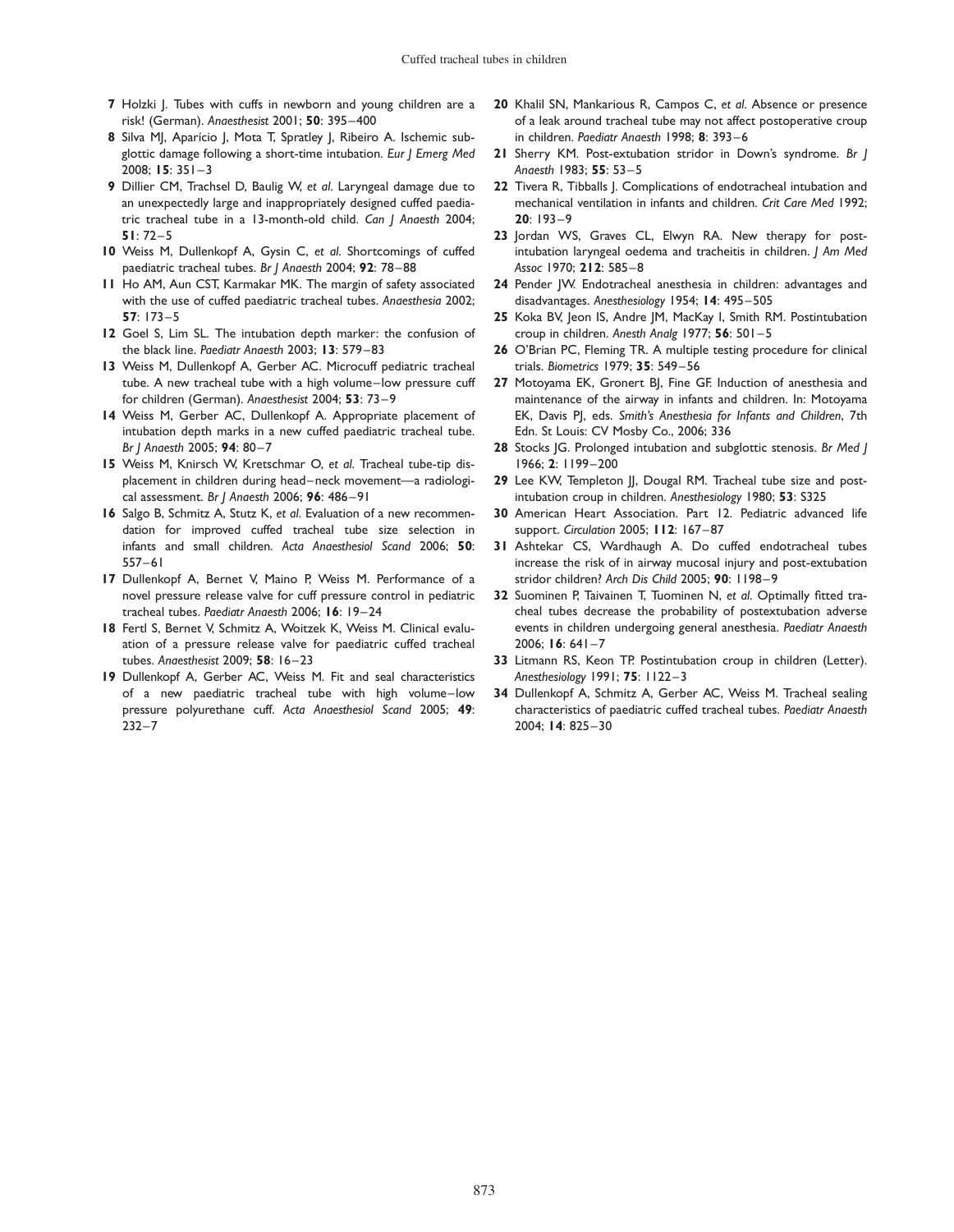7 Holzki J. Tubes with cuffs in newborn and young children are a risk! (German). *Anaesthesist* 2001; **50**: 395–400

8 Silva MJ, Aparício J, Mota T, Spratley J, Ribeiro A. Ischemic subglottic damage following a short-time intubation. *Eur J Emerg Med* 2008; **15**: 351–3

9 Dillier CM, Trachsel D, Baulig W, *et al*. Laryngeal damage due to an unexpectedly large and inappropriately designed cuffed paediatric tracheal tube in a 13-month-old child. *Can J Anaesth* 2004; **51**: 72–5

10 Weiss M, Dullenkopf A, Gysin C, *et al*. Shortcomings of cuffed paediatric tracheal tubes. *Br J Anaesth* 2004; **92**: 78–88

11 Ho AM, Aun CST, Karmakar MK. The margin of safety associated with the use of cuffed paediatric tracheal tubes. *Anaesthesia* 2002; **57**: 173–5

12 Goel S, Lim SL. The intubation depth marker: the confusion of the black line. *Paediatr Anaesth* 2003; **13**: 579–83

13 Weiss M, Dullenkopf A, Gerber AC. Microcuff pediatric tracheal tube. A new tracheal tube with a high volume–low pressure cuff for children (German). *Anaesthesist* 2004; **53**: 73–9

14 Weiss M, Gerber AC, Dullenkopf A. Appropriate placement of intubation depth marks in a new cuffed paediatric tracheal tube. *Br J Anaesth* 2005; **94**: 80–7

15 Weiss M, Knirsch W, Kretschmar O, *et al*. Tracheal tube-tip displacement in children during head–neck movement—a radiological assessment. *Br J Anaesth* 2006; **96**: 486–91

16 Salgo B, Schmitz A, Stutz K, *et al*. Evaluation of a new recommendation for improved cuffed tracheal tube size selection in infants and small children. *Acta Anaesthesiol Scand* 2006; **50**: 557–61

17 Dullenkopf A, Bernet V, Maino P, Weiss M. Performance of a novel pressure release valve for cuff pressure control in pediatric tracheal tubes. *Paediatr Anaesth* 2006; **16**: 19–24

18 Fertl S, Bernet V, Schmitz A, Woitzek K, Weiss M. Clinical evaluation of a pressure release valve for paediatric cuffed tracheal tubes. *Anaesthesist* 2009; **58**: 16–23

19 Dullenkopf A, Gerber AC, Weiss M. Fit and seal characteristics of a new paediatric tracheal tube with high volume–low pressure polyurethane cuff. *Acta Anaesthesiol Scand* 2005; **49**: 232–7

20 Khalil SN, Mankarious R, Campos C, *et al*. Absence or presence of a leak around tracheal tube may not affect postoperative croup in children. *Paediatr Anaesth* 1998; **8**: 393–6

21 Sherry KM. Post-extubation stridor in Down's syndrome. *Br J Anaesth* 1983; **55**: 53–5

22 Tivera R, Tibballs J. Complications of endotracheal intubation and mechanical ventilation in infants and children. *Crit Care Med* 1992; **20**: 193–9

23 Jordan WS, Graves CL, Elwyn RA. New therapy for post-intubation laryngeal oedema and tracheitis in children. *J Am Med Assoc* 1970; **212**: 585–8

24 Pender JW. Endotracheal anesthesia in children: advantages and disadvantages. *Anesthesiology* 1954; **14**: 495–505

25 Koka BV, Jeon IS, Andre JM, MacKay I, Smith RM. Postintubation croup in children. *Anesth Analg* 1977; **56**: 501–5

26 O'Brian PC, Fleming TR. A multiple testing procedure for clinical trials. *Biometrics* 1979; **35**: 549–56

27 Motoyama EK, Gronert BJ, Fine GF. Induction of anesthesia and maintenance of the airway in infants and children. In: Motoyama EK, Davis PJ, eds. *Smith's Anesthesia for Infants and Children*, 7th Edn. St Louis: CV Mosby Co., 2006; 336

28 Stocks JG. Prolonged intubation and subglottic stenosis. *Br Med J* 1966; **2**: 1199–200

29 Lee KW, Templeton JJ, Dougal RM. Tracheal tube size and post-intubation croup in children. *Anesthesiology* 1980; **53**: S325

30 American Heart Association. Part 12. Pediatric advanced life support. *Circulation* 2005; **112**: 167–87

31 Ashtekar CS, Wardhaugh A. Do cuffed endotracheal tubes increase the risk of in airway mucosal injury and post-extubation stridor children? *Arch Dis Child* 2005; **90**: 1198–9

32 Suominen P, Taivainen T, Tuominen N, *et al*. Optimally fitted tracheal tubes decrease the probability of postextubation adverse events in children undergoing general anesthesia. *Paediatr Anaesth* 2006; **16**: 641–7

33 Litmann RS, Keon TP. Postintubation croup in children (Letter). *Anesthesiology* 1991; **75**: 1122–3

34 Dullenkopf A, Schmitz A, Gerber AC, Weiss M. Tracheal sealing characteristics of paediatric cuffed tracheal tubes. *Paediatr Anaesth* 2004; **14**: 825–30